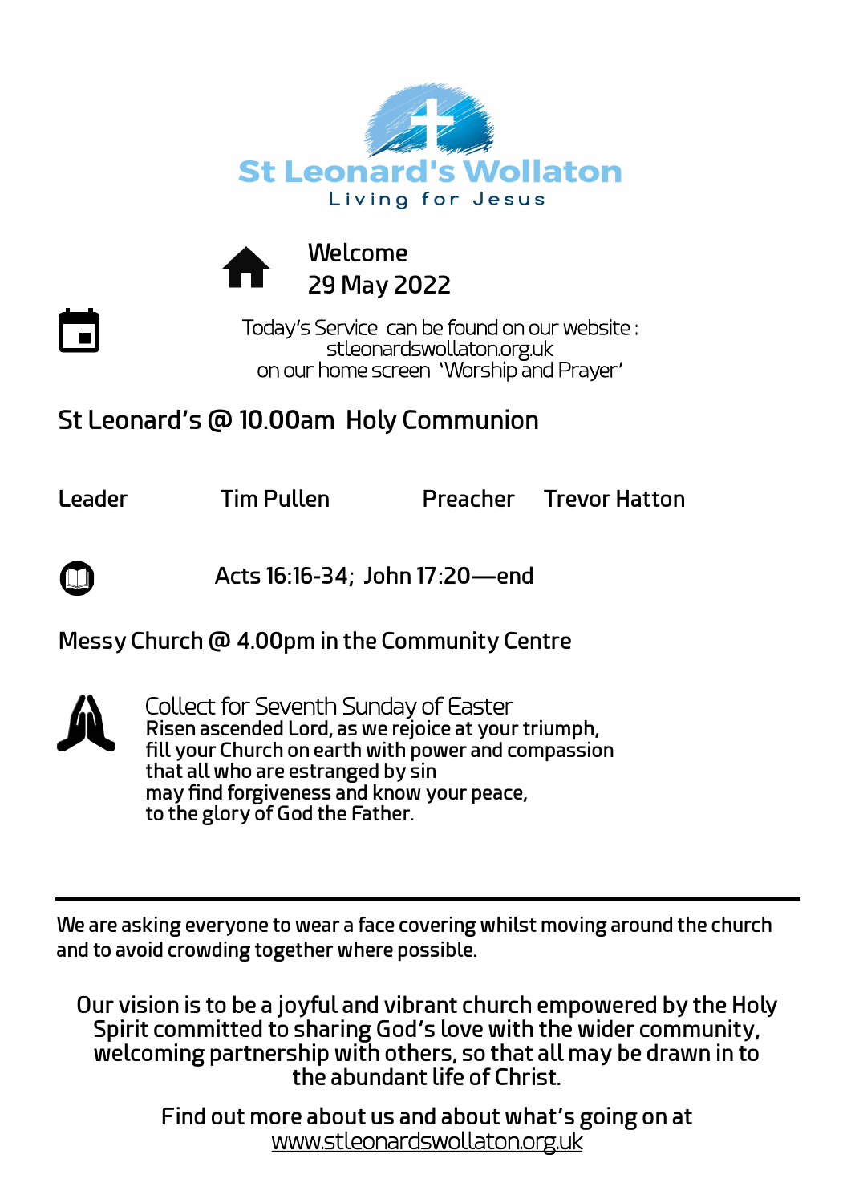# St Leonard's Wollaton

Living for Jesus

## Welcome
## 29 May 2022

Today's Service can be found on our website :
stleonardswollaton.org.uk
on our home screen 'Worship and Prayer'

## St Leonard's @ 10.00am Holy Communion

| Leader | Tim Pullen | Preacher | Trevor Hatton |
|---|---|---|---|

Acts 16:16-34; John 17:20—end

**Messy Church @ 4.00pm in the Community Centre**

Collect for Seventh Sunday of Easter

**Risen ascended Lord, as we rejoice at your triumph,
fill your Church on earth with power and compassion
that all who are estranged by sin
may find forgiveness and know your peace,
to the glory of God the Father.**

---

We are asking everyone to wear a face covering whilst moving around the church and to avoid crowding together where possible.

Our vision is to be a joyful and vibrant church empowered by the Holy Spirit committed to sharing God's love with the wider community, welcoming partnership with others, so that all may be drawn in to the abundant life of Christ.

Find out more about us and about what's going on at
www.stleonardswollaton.org.uk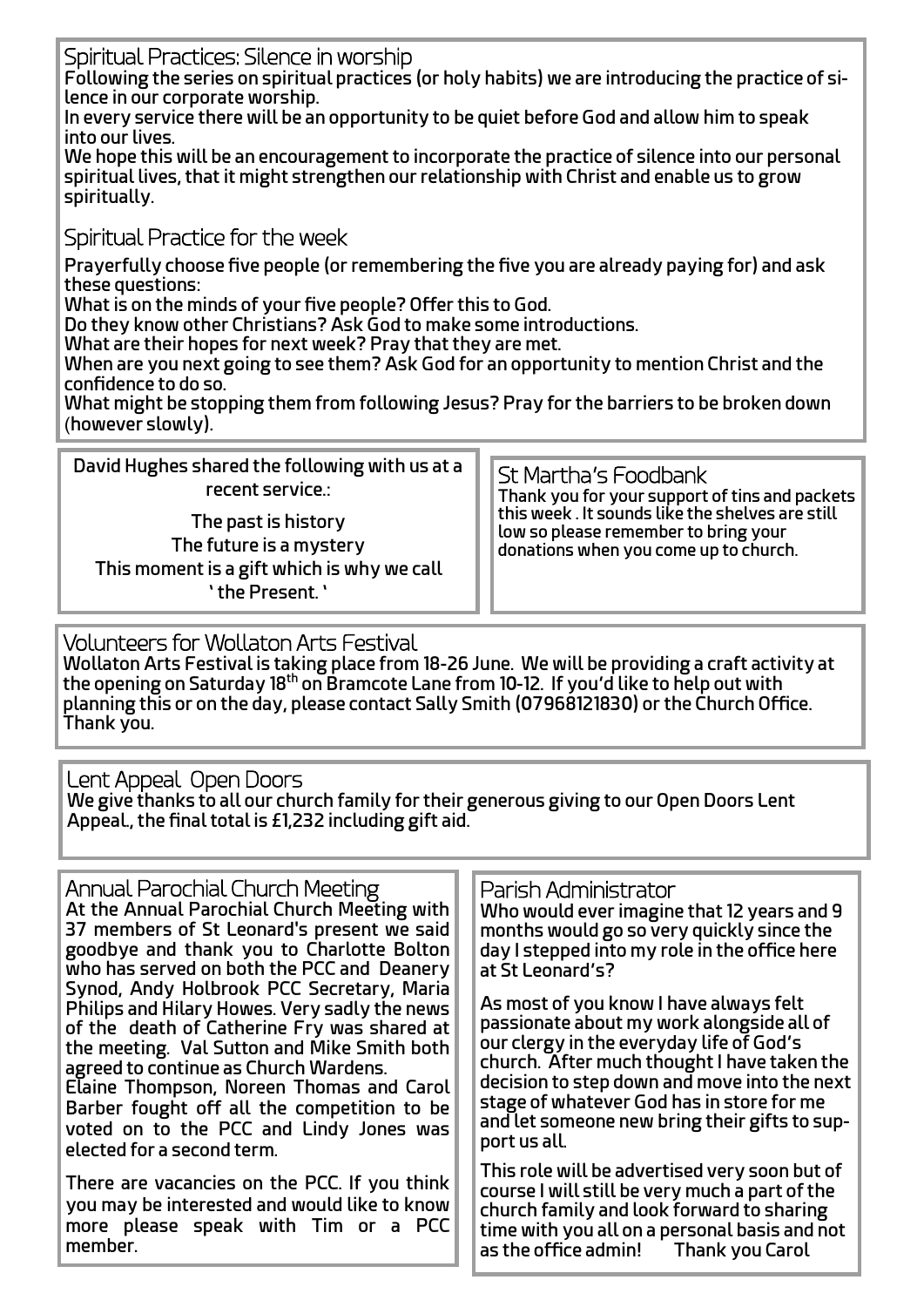## Spiritual Practices: Silence in worship

Following the series on spiritual practices (or holy habits) we are introducing the practice of silence in our corporate worship.

In every service there will be an opportunity to be quiet before God and allow him to speak into our lives.

We hope this will be an encouragement to incorporate the practice of silence into our personal spiritual lives, that it might strengthen our relationship with Christ and enable us to grow spiritually.

## Spiritual Practice for the week

Prayerfully choose five people (or remembering the five you are already paying for) and ask these questions:

What is on the minds of your five people? Offer this to God.

Do they know other Christians? Ask God to make some introductions.

What are their hopes for next week? Pray that they are met.

When are you next going to see them? Ask God for an opportunity to mention Christ and the confidence to do so.

What might be stopping them from following Jesus? Pray for the barriers to be broken down (however slowly).

David Hughes shared the following with us at a recent service.:

The past is history
The future is a mystery
This moment is a gift which is why we call ' the Present. '

## St Martha's Foodbank

Thank you for your support of tins and packets this week . It sounds like the shelves are still low so please remember to bring your donations when you come up to church.

## Volunteers for Wollaton Arts Festival

Wollaton Arts Festival is taking place from 18-26 June. We will be providing a craft activity at the opening on Saturday 18th on Bramcote Lane from 10-12. If you'd like to help out with planning this or on the day, please contact Sally Smith (07968121830) or the Church Office. Thank you.

## Lent Appeal Open Doors

We give thanks to all our church family for their generous giving to our Open Doors Lent Appeal., the final total is £1,232 including gift aid.

## Annual Parochial Church Meeting

At the Annual Parochial Church Meeting with 37 members of St Leonard's present we said goodbye and thank you to Charlotte Bolton who has served on both the PCC and Deanery Synod, Andy Holbrook PCC Secretary, Maria Philips and Hilary Howes. Very sadly the news of the death of Catherine Fry was shared at the meeting. Val Sutton and Mike Smith both agreed to continue as Church Wardens.

Elaine Thompson, Noreen Thomas and Carol Barber fought off all the competition to be voted on to the PCC and Lindy Jones was elected for a second term.

There are vacancies on the PCC. If you think you may be interested and would like to know more please speak with Tim or a PCC member.

## Parish Administrator

Who would ever imagine that 12 years and 9 months would go so very quickly since the day I stepped into my role in the office here at St Leonard's?

As most of you know I have always felt passionate about my work alongside all of our clergy in the everyday life of God's church. After much thought I have taken the decision to step down and move into the next stage of whatever God has in store for me and let someone new bring their gifts to support us all.

This role will be advertised very soon but of course I will still be very much a part of the church family and look forward to sharing time with you all on a personal basis and not as the office admin! Thank you Carol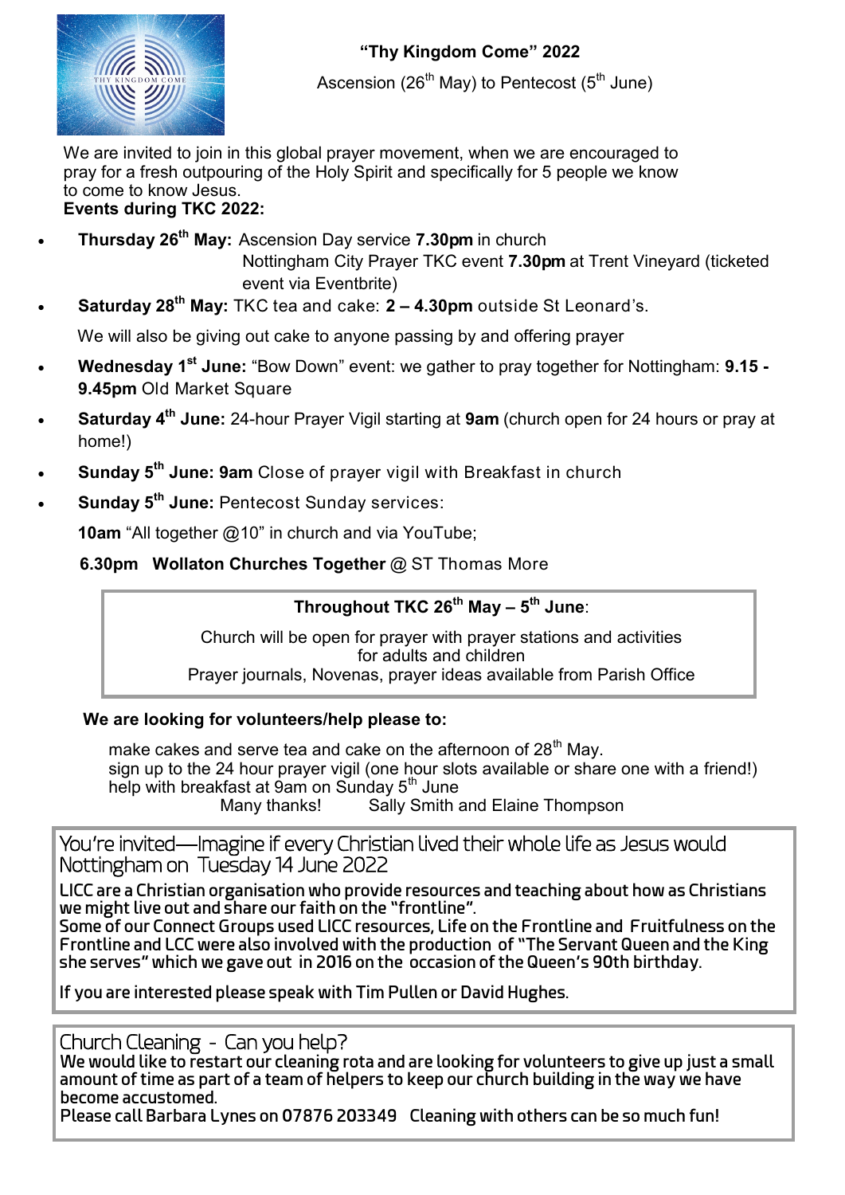## "Thy Kingdom Come" 2022

Ascension (26th May) to Pentecost (5th June)

We are invited to join in this global prayer movement, when we are encouraged to pray for a fresh outpouring of the Holy Spirit and specifically for 5 people we know to come to know Jesus.

**Events during TKC 2022:**

- **Thursday 26th May:** Ascension Day service **7.30pm** in church
  Nottingham City Prayer TKC event **7.30pm** at Trent Vineyard (ticketed event via Eventbrite)
- **Saturday 28th May:** TKC tea and cake: **2 – 4.30pm** outside St Leonard's.
  We will also be giving out cake to anyone passing by and offering prayer
- **Wednesday 1st June:** "Bow Down" event: we gather to pray together for Nottingham: **9.15 - 9.45pm** Old Market Square
- **Saturday 4th June:** 24-hour Prayer Vigil starting at **9am** (church open for 24 hours or pray at home!)
- **Sunday 5th June: 9am** Close of prayer vigil with Breakfast in church
- **Sunday 5th June:** Pentecost Sunday services:
  **10am** "All together @10" in church and via YouTube;
  **6.30pm Wollaton Churches Together** @ ST Thomas More

**Throughout TKC 26th May – 5th June**:

Church will be open for prayer with prayer stations and activities for adults and children
Prayer journals, Novenas, prayer ideas available from Parish Office

**We are looking for volunteers/help please to:**

make cakes and serve tea and cake on the afternoon of 28th May.
sign up to the 24 hour prayer vigil (one hour slots available or share one with a friend!)
help with breakfast at 9am on Sunday 5th June

Many thanks! Sally Smith and Elaine Thompson

## You're invited—Imagine if every Christian lived their whole life as Jesus would Nottingham on Tuesday 14 June 2022

**LICC are a Christian organisation who provide resources and teaching about how as Christians we might live out and share our faith on the "frontline".**
**Some of our Connect Groups used LICC resources, Life on the Frontline and Fruitfulness on the Frontline and LCC were also involved with the production of "The Servant Queen and the King she serves" which we gave out in 2016 on the occasion of the Queen's 90th birthday.**

**If you are interested please speak with Tim Pullen or David Hughes.**

## Church Cleaning - Can you help?

**We would like to restart our cleaning rota and are looking for volunteers to give up just a small amount of time as part of a team of helpers to keep our church building in the way we have become accustomed.**
**Please call Barbara Lynes on 07876 203349 Cleaning with others can be so much fun!**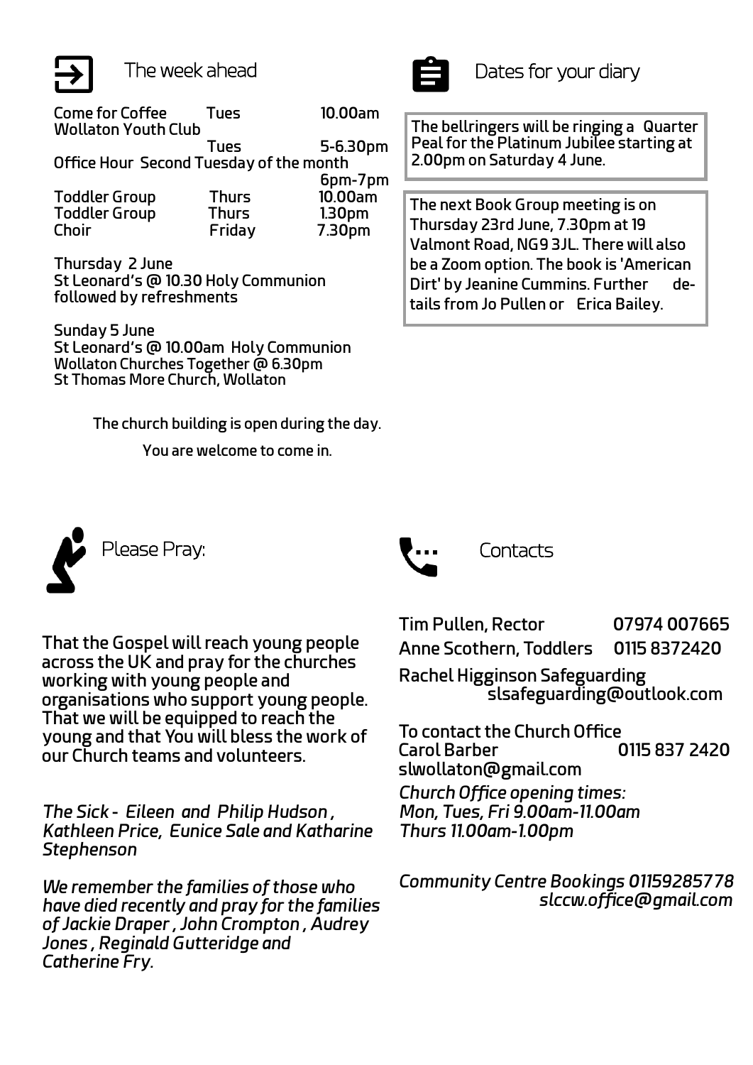## The week ahead

| | | |
|---|---|---|
| Come for Coffee | Tues | 10.00am |
| Wollaton Youth Club | Tues | 5-6.30pm |
| Office Hour Second Tuesday of the month | | 6pm-7pm |
| Toddler Group | Thurs | 10.00am |
| Toddler Group | Thurs | 1.30pm |
| Choir | Friday | 7.30pm |

Thursday 2 June
St Leonard's @ 10.30 Holy Communion followed by refreshments

Sunday 5 June
St Leonard's @ 10.00am Holy Communion
Wollaton Churches Together @ 6.30pm
St Thomas More Church, Wollaton

The church building is open during the day.

You are welcome to come in.

## Dates for your diary

The bellringers will be ringing a Quarter Peal for the Platinum Jubilee starting at 2.00pm on Saturday 4 June.

The next Book Group meeting is on Thursday 23rd June, 7.30pm at 19 Valmont Road, NG9 3JL. There will also be a Zoom option. The book is 'American Dirt' by Jeanine Cummins. Further details from Jo Pullen or Erica Bailey.

## Please Pray:

That the Gospel will reach young people across the UK and pray for the churches working with young people and organisations who support young people. That we will be equipped to reach the young and that You will bless the work of our Church teams and volunteers.

*The Sick - Eileen and Philip Hudson, Kathleen Price, Eunice Sale and Katharine Stephenson*

*We remember the families of those who have died recently and pray for the families of Jackie Draper, John Crompton, Audrey Jones, Reginald Gutteridge and Catherine Fry.*

## Contacts

Tim Pullen, Rector 07974 007665

Anne Scothern, Toddlers 0115 8372420

Rachel Higginson Safeguarding slsafeguarding@outlook.com

To contact the Church Office
Carol Barber 0115 837 2420
slwollaton@gmail.com

*Church Office opening times:*
*Mon, Tues, Fri 9.00am-11.00am*
*Thurs 11.00am-1.00pm*

*Community Centre Bookings 01159285778*
*slccw.office@gmail.com*